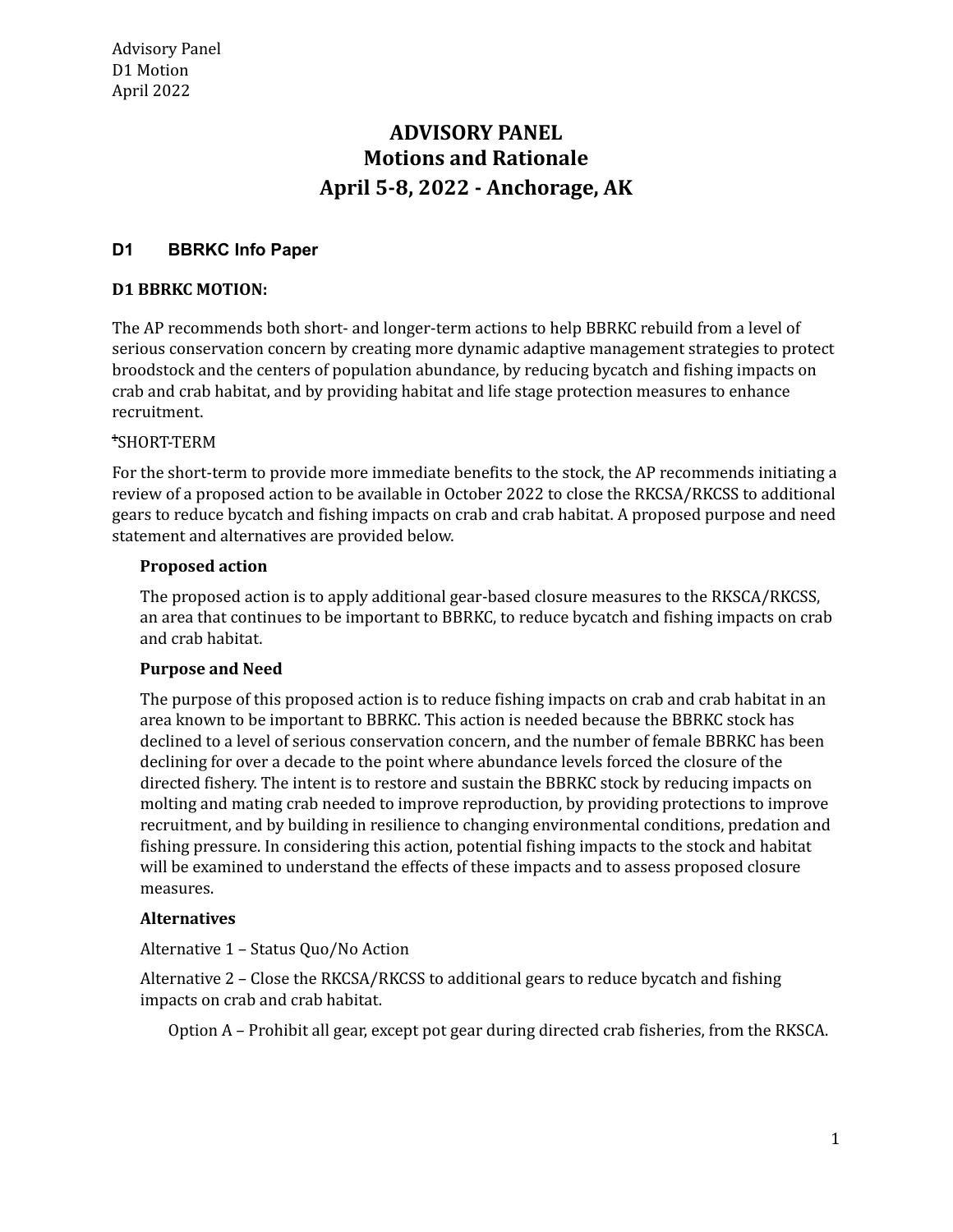# ADVISORY PANEL
# Motions and Rationale
# April 5-8, 2022 - Anchorage, AK

## D1 BBRKC Info Paper

**D1 BBRKC MOTION:**

The AP recommends both short- and longer-term actions to help BBRKC rebuild from a level of serious conservation concern by creating more dynamic adaptive management strategies to protect broodstock and the centers of population abundance, by reducing bycatch and fishing impacts on crab and crab habitat, and by providing habitat and life stage protection measures to enhance recruitment.

SHORT-TERM

For the short-term to provide more immediate benefits to the stock, the AP recommends initiating a review of a proposed action to be available in October 2022 to close the RKCSA/RKCSS to additional gears to reduce bycatch and fishing impacts on crab and crab habitat. A proposed purpose and need statement and alternatives are provided below.

**Proposed action**

The proposed action is to apply additional gear-based closure measures to the RKSCA/RKCSS, an area that continues to be important to BBRKC, to reduce bycatch and fishing impacts on crab and crab habitat.

**Purpose and Need**

The purpose of this proposed action is to reduce fishing impacts on crab and crab habitat in an area known to be important to BBRKC. This action is needed because the BBRKC stock has declined to a level of serious conservation concern, and the number of female BBRKC has been declining for over a decade to the point where abundance levels forced the closure of the directed fishery. The intent is to restore and sustain the BBRKC stock by reducing impacts on molting and mating crab needed to improve reproduction, by providing protections to improve recruitment, and by building in resilience to changing environmental conditions, predation and fishing pressure. In considering this action, potential fishing impacts to the stock and habitat will be examined to understand the effects of these impacts and to assess proposed closure measures.

**Alternatives**

Alternative 1 – Status Quo/No Action

Alternative 2 – Close the RKCSA/RKCSS to additional gears to reduce bycatch and fishing impacts on crab and crab habitat.

Option A – Prohibit all gear, except pot gear during directed crab fisheries, from the RKSCA.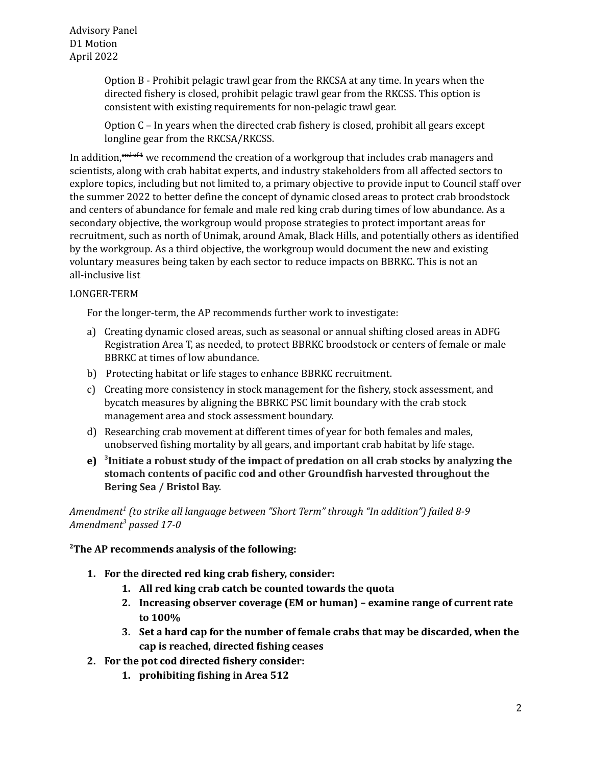Option B - Prohibit pelagic trawl gear from the RKCSA at any time. In years when the directed fishery is closed, prohibit pelagic trawl gear from the RKCSS. This option is consistent with existing requirements for non-pelagic trawl gear.

Option C – In years when the directed crab fishery is closed, prohibit all gears except longline gear from the RKCSA/RKCSS.

In addition,~~end of 1~~ we recommend the creation of a workgroup that includes crab managers and scientists, along with crab habitat experts, and industry stakeholders from all affected sectors to explore topics, including but not limited to, a primary objective to provide input to Council staff over the summer 2022 to better define the concept of dynamic closed areas to protect crab broodstock and centers of abundance for female and male red king crab during times of low abundance. As a secondary objective, the workgroup would propose strategies to protect important areas for recruitment, such as north of Unimak, around Amak, Black Hills, and potentially others as identified by the workgroup. As a third objective, the workgroup would document the new and existing voluntary measures being taken by each sector to reduce impacts on BBRKC. This is not an all-inclusive list

LONGER-TERM

For the longer-term, the AP recommends further work to investigate:

a) Creating dynamic closed areas, such as seasonal or annual shifting closed areas in ADFG Registration Area T, as needed, to protect BBRKC broodstock or centers of female or male BBRKC at times of low abundance.
b) Protecting habitat or life stages to enhance BBRKC recruitment.
c) Creating more consistency in stock management for the fishery, stock assessment, and bycatch measures by aligning the BBRKC PSC limit boundary with the crab stock management area and stock assessment boundary.
d) Researching crab movement at different times of year for both females and males, unobserved fishing mortality by all gears, and important crab habitat by life stage.
e) **[3]Initiate a robust study of the impact of predation on all crab stocks by analyzing the stomach contents of pacific cod and other Groundfish harvested throughout the Bering Sea / Bristol Bay.**

*Amendment[1] (to strike all language between "Short Term" through "In addition") failed 8-9*
*Amendment[3] passed 17-0*

**[2]The AP recommends analysis of the following:**

1. **For the directed red king crab fishery, consider:**
    1. **All red king crab catch be counted towards the quota**
    2. **Increasing observer coverage (EM or human) – examine range of current rate to 100%**
    3. **Set a hard cap for the number of female crabs that may be discarded, when the cap is reached, directed fishing ceases**
2. **For the pot cod directed fishery consider:**
    1. **prohibiting fishing in Area 512**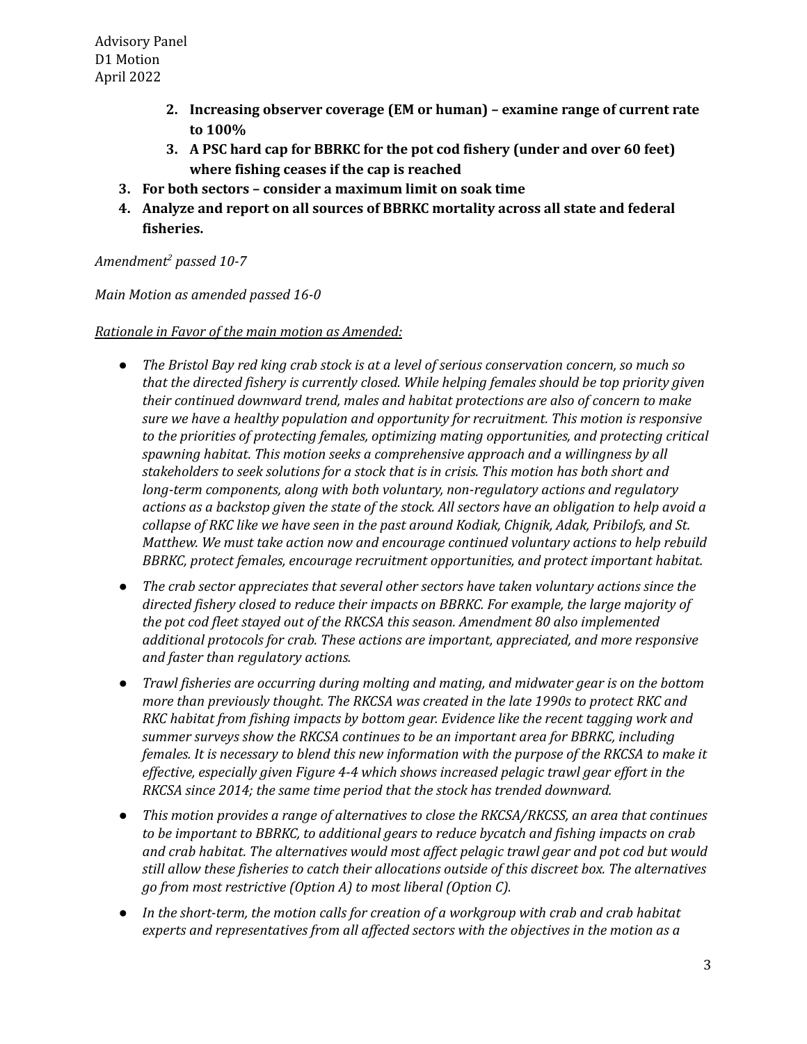2. **Increasing observer coverage (EM or human) – examine range of current rate to 100%**
3. **A PSC hard cap for BBRKC for the pot cod fishery (under and over 60 feet) where fishing ceases if the cap is reached**

3. **For both sectors – consider a maximum limit on soak time**
4. **Analyze and report on all sources of BBRKC mortality across all state and federal fisheries.**

*Amendment[2] passed 10-7*

*Main Motion as amended passed 16-0*

*Rationale in Favor of the main motion as Amended:*

- *The Bristol Bay red king crab stock is at a level of serious conservation concern, so much so that the directed fishery is currently closed. While helping females should be top priority given their continued downward trend, males and habitat protections are also of concern to make sure we have a healthy population and opportunity for recruitment. This motion is responsive to the priorities of protecting females, optimizing mating opportunities, and protecting critical spawning habitat. This motion seeks a comprehensive approach and a willingness by all stakeholders to seek solutions for a stock that is in crisis. This motion has both short and long-term components, along with both voluntary, non-regulatory actions and regulatory actions as a backstop given the state of the stock. All sectors have an obligation to help avoid a collapse of RKC like we have seen in the past around Kodiak, Chignik, Adak, Pribilofs, and St. Matthew. We must take action now and encourage continued voluntary actions to help rebuild BBRKC, protect females, encourage recruitment opportunities, and protect important habitat.*
- *The crab sector appreciates that several other sectors have taken voluntary actions since the directed fishery closed to reduce their impacts on BBRKC. For example, the large majority of the pot cod fleet stayed out of the RKCSA this season. Amendment 80 also implemented additional protocols for crab. These actions are important, appreciated, and more responsive and faster than regulatory actions.*
- *Trawl fisheries are occurring during molting and mating, and midwater gear is on the bottom more than previously thought. The RKCSA was created in the late 1990s to protect RKC and RKC habitat from fishing impacts by bottom gear. Evidence like the recent tagging work and summer surveys show the RKCSA continues to be an important area for BBRKC, including females. It is necessary to blend this new information with the purpose of the RKCSA to make it effective, especially given Figure 4-4 which shows increased pelagic trawl gear effort in the RKCSA since 2014; the same time period that the stock has trended downward.*
- *This motion provides a range of alternatives to close the RKCSA/RKCSS, an area that continues to be important to BBRKC, to additional gears to reduce bycatch and fishing impacts on crab and crab habitat. The alternatives would most affect pelagic trawl gear and pot cod but would still allow these fisheries to catch their allocations outside of this discreet box. The alternatives go from most restrictive (Option A) to most liberal (Option C).*
- *In the short-term, the motion calls for creation of a workgroup with crab and crab habitat experts and representatives from all affected sectors with the objectives in the motion as a*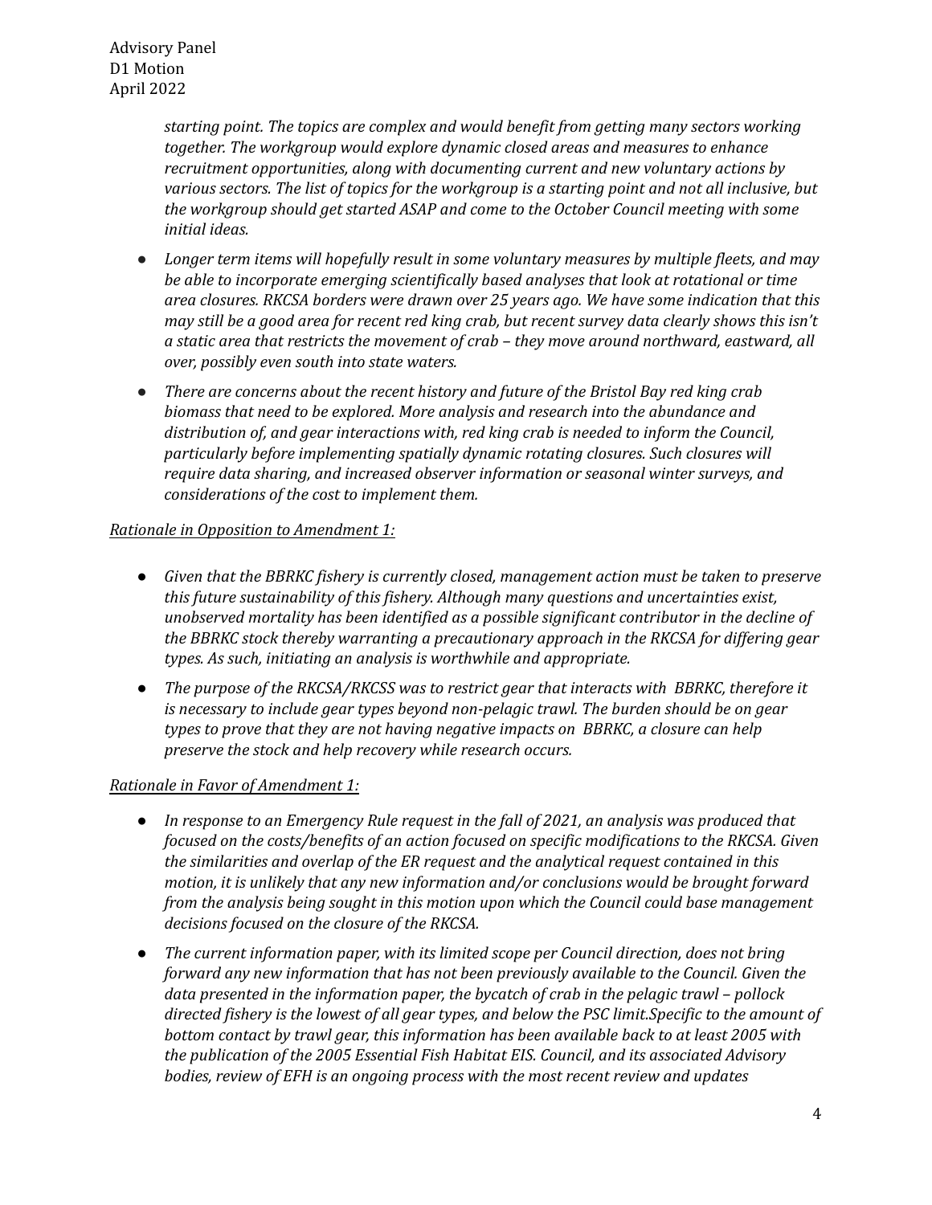*starting point. The topics are complex and would benefit from getting many sectors working together. The workgroup would explore dynamic closed areas and measures to enhance recruitment opportunities, along with documenting current and new voluntary actions by various sectors. The list of topics for the workgroup is a starting point and not all inclusive, but the workgroup should get started ASAP and come to the October Council meeting with some initial ideas.*

- *Longer term items will hopefully result in some voluntary measures by multiple fleets, and may be able to incorporate emerging scientifically based analyses that look at rotational or time area closures. RKCSA borders were drawn over 25 years ago. We have some indication that this may still be a good area for recent red king crab, but recent survey data clearly shows this isn't a static area that restricts the movement of crab – they move around northward, eastward, all over, possibly even south into state waters.*
- *There are concerns about the recent history and future of the Bristol Bay red king crab biomass that need to be explored. More analysis and research into the abundance and distribution of, and gear interactions with, red king crab is needed to inform the Council, particularly before implementing spatially dynamic rotating closures. Such closures will require data sharing, and increased observer information or seasonal winter surveys, and considerations of the cost to implement them.*

<u>*Rationale in Opposition to Amendment 1:*</u>

- *Given that the BBRKC fishery is currently closed, management action must be taken to preserve this future sustainability of this fishery. Although many questions and uncertainties exist, unobserved mortality has been identified as a possible significant contributor in the decline of the BBRKC stock thereby warranting a precautionary approach in the RKCSA for differing gear types. As such, initiating an analysis is worthwhile and appropriate.*
- *The purpose of the RKCSA/RKCSS was to restrict gear that interacts with BBRKC, therefore it is necessary to include gear types beyond non-pelagic trawl. The burden should be on gear types to prove that they are not having negative impacts on BBRKC, a closure can help preserve the stock and help recovery while research occurs.*

<u>*Rationale in Favor of Amendment 1:*</u>

- *In response to an Emergency Rule request in the fall of 2021, an analysis was produced that focused on the costs/benefits of an action focused on specific modifications to the RKCSA. Given the similarities and overlap of the ER request and the analytical request contained in this motion, it is unlikely that any new information and/or conclusions would be brought forward from the analysis being sought in this motion upon which the Council could base management decisions focused on the closure of the RKCSA.*
- *The current information paper, with its limited scope per Council direction, does not bring forward any new information that has not been previously available to the Council. Given the data presented in the information paper, the bycatch of crab in the pelagic trawl – pollock directed fishery is the lowest of all gear types, and below the PSC limit.Specific to the amount of bottom contact by trawl gear, this information has been available back to at least 2005 with the publication of the 2005 Essential Fish Habitat EIS. Council, and its associated Advisory bodies, review of EFH is an ongoing process with the most recent review and updates*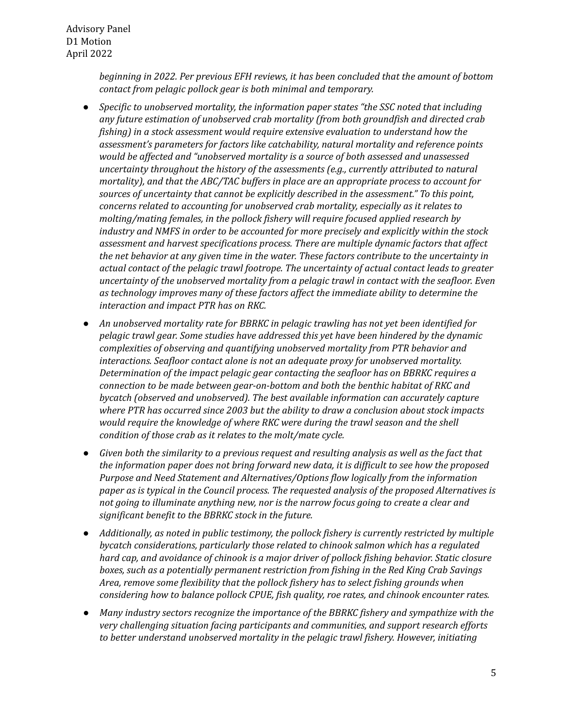*beginning in 2022. Per previous EFH reviews, it has been concluded that the amount of bottom contact from pelagic pollock gear is both minimal and temporary.*

- *Specific to unobserved mortality, the information paper states "the SSC noted that including any future estimation of unobserved crab mortality (from both groundfish and directed crab fishing) in a stock assessment would require extensive evaluation to understand how the assessment's parameters for factors like catchability, natural mortality and reference points would be affected and "unobserved mortality is a source of both assessed and unassessed uncertainty throughout the history of the assessments (e.g., currently attributed to natural mortality), and that the ABC/TAC buffers in place are an appropriate process to account for sources of uncertainty that cannot be explicitly described in the assessment." To this point, concerns related to accounting for unobserved crab mortality, especially as it relates to molting/mating females, in the pollock fishery will require focused applied research by industry and NMFS in order to be accounted for more precisely and explicitly within the stock assessment and harvest specifications process. There are multiple dynamic factors that affect the net behavior at any given time in the water. These factors contribute to the uncertainty in actual contact of the pelagic trawl footrope. The uncertainty of actual contact leads to greater uncertainty of the unobserved mortality from a pelagic trawl in contact with the seafloor. Even as technology improves many of these factors affect the immediate ability to determine the interaction and impact PTR has on RKC.*
- *An unobserved mortality rate for BBRKC in pelagic trawling has not yet been identified for pelagic trawl gear. Some studies have addressed this yet have been hindered by the dynamic complexities of observing and quantifying unobserved mortality from PTR behavior and interactions. Seafloor contact alone is not an adequate proxy for unobserved mortality. Determination of the impact pelagic gear contacting the seafloor has on BBRKC requires a connection to be made between gear-on-bottom and both the benthic habitat of RKC and bycatch (observed and unobserved). The best available information can accurately capture where PTR has occurred since 2003 but the ability to draw a conclusion about stock impacts would require the knowledge of where RKC were during the trawl season and the shell condition of those crab as it relates to the molt/mate cycle.*
- *Given both the similarity to a previous request and resulting analysis as well as the fact that the information paper does not bring forward new data, it is difficult to see how the proposed Purpose and Need Statement and Alternatives/Options flow logically from the information paper as is typical in the Council process. The requested analysis of the proposed Alternatives is not going to illuminate anything new, nor is the narrow focus going to create a clear and significant benefit to the BBRKC stock in the future.*
- *Additionally, as noted in public testimony, the pollock fishery is currently restricted by multiple bycatch considerations, particularly those related to chinook salmon which has a regulated hard cap, and avoidance of chinook is a major driver of pollock fishing behavior. Static closure boxes, such as a potentially permanent restriction from fishing in the Red King Crab Savings Area, remove some flexibility that the pollock fishery has to select fishing grounds when considering how to balance pollock CPUE, fish quality, roe rates, and chinook encounter rates.*
- *Many industry sectors recognize the importance of the BBRKC fishery and sympathize with the very challenging situation facing participants and communities, and support research efforts to better understand unobserved mortality in the pelagic trawl fishery. However, initiating*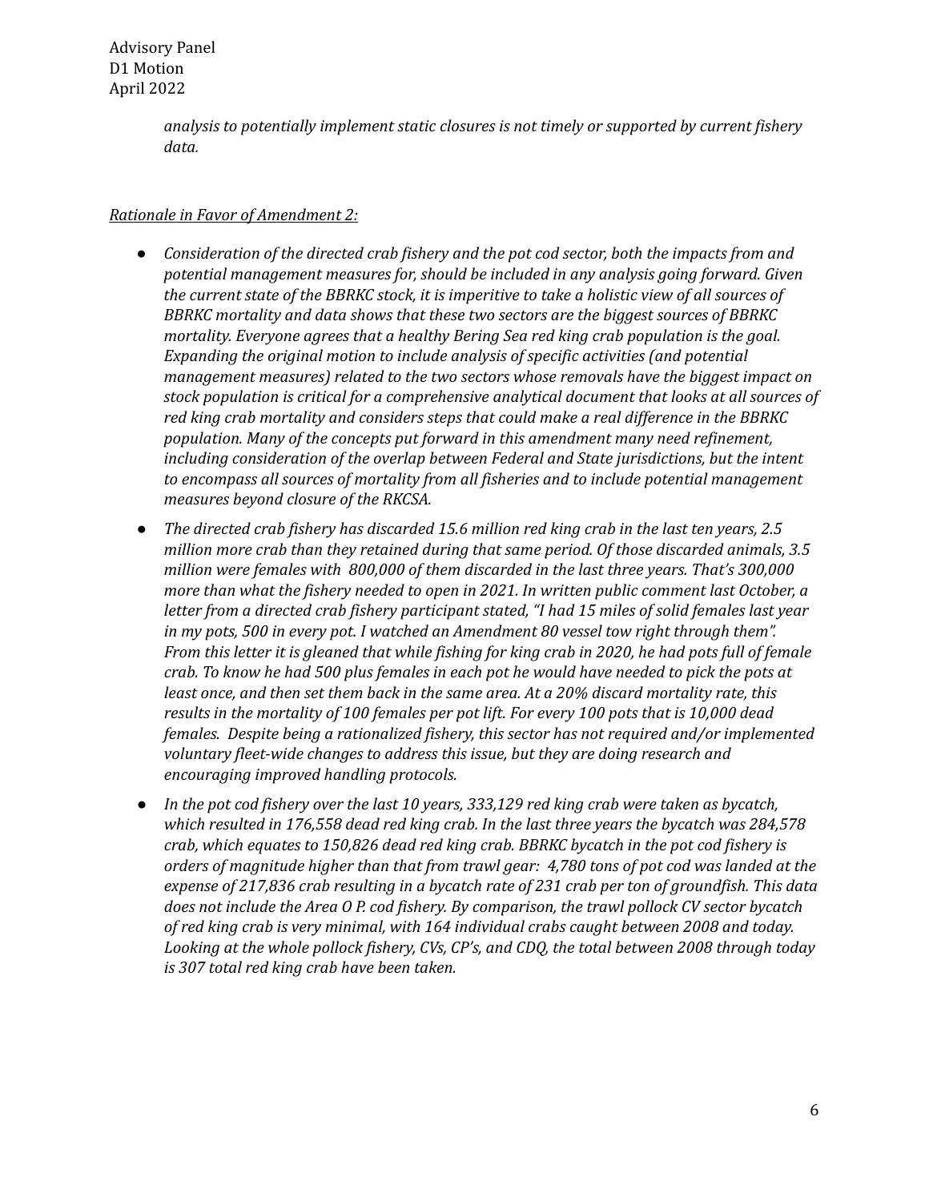*analysis to potentially implement static closures is not timely or supported by current fishery data.*

*Rationale in Favor of Amendment 2:*

- *Consideration of the directed crab fishery and the pot cod sector, both the impacts from and potential management measures for, should be included in any analysis going forward. Given the current state of the BBRKC stock, it is imperitive to take a holistic view of all sources of BBRKC mortality and data shows that these two sectors are the biggest sources of BBRKC mortality. Everyone agrees that a healthy Bering Sea red king crab population is the goal. Expanding the original motion to include analysis of specific activities (and potential management measures) related to the two sectors whose removals have the biggest impact on stock population is critical for a comprehensive analytical document that looks at all sources of red king crab mortality and considers steps that could make a real difference in the BBRKC population. Many of the concepts put forward in this amendment many need refinement, including consideration of the overlap between Federal and State jurisdictions, but the intent to encompass all sources of mortality from all fisheries and to include potential management measures beyond closure of the RKCSA.*
- *The directed crab fishery has discarded 15.6 million red king crab in the last ten years, 2.5 million more crab than they retained during that same period. Of those discarded animals, 3.5 million were females with 800,000 of them discarded in the last three years. That's 300,000 more than what the fishery needed to open in 2021. In written public comment last October, a letter from a directed crab fishery participant stated, "I had 15 miles of solid females last year in my pots, 500 in every pot. I watched an Amendment 80 vessel tow right through them". From this letter it is gleaned that while fishing for king crab in 2020, he had pots full of female crab. To know he had 500 plus females in each pot he would have needed to pick the pots at least once, and then set them back in the same area. At a 20% discard mortality rate, this results in the mortality of 100 females per pot lift. For every 100 pots that is 10,000 dead females. Despite being a rationalized fishery, this sector has not required and/or implemented voluntary fleet-wide changes to address this issue, but they are doing research and encouraging improved handling protocols.*
- *In the pot cod fishery over the last 10 years, 333,129 red king crab were taken as bycatch, which resulted in 176,558 dead red king crab. In the last three years the bycatch was 284,578 crab, which equates to 150,826 dead red king crab. BBRKC bycatch in the pot cod fishery is orders of magnitude higher than that from trawl gear: 4,780 tons of pot cod was landed at the expense of 217,836 crab resulting in a bycatch rate of 231 crab per ton of groundfish. This data does not include the Area O P. cod fishery. By comparison, the trawl pollock CV sector bycatch of red king crab is very minimal, with 164 individual crabs caught between 2008 and today. Looking at the whole pollock fishery, CVs, CP's, and CDQ, the total between 2008 through today is 307 total red king crab have been taken.*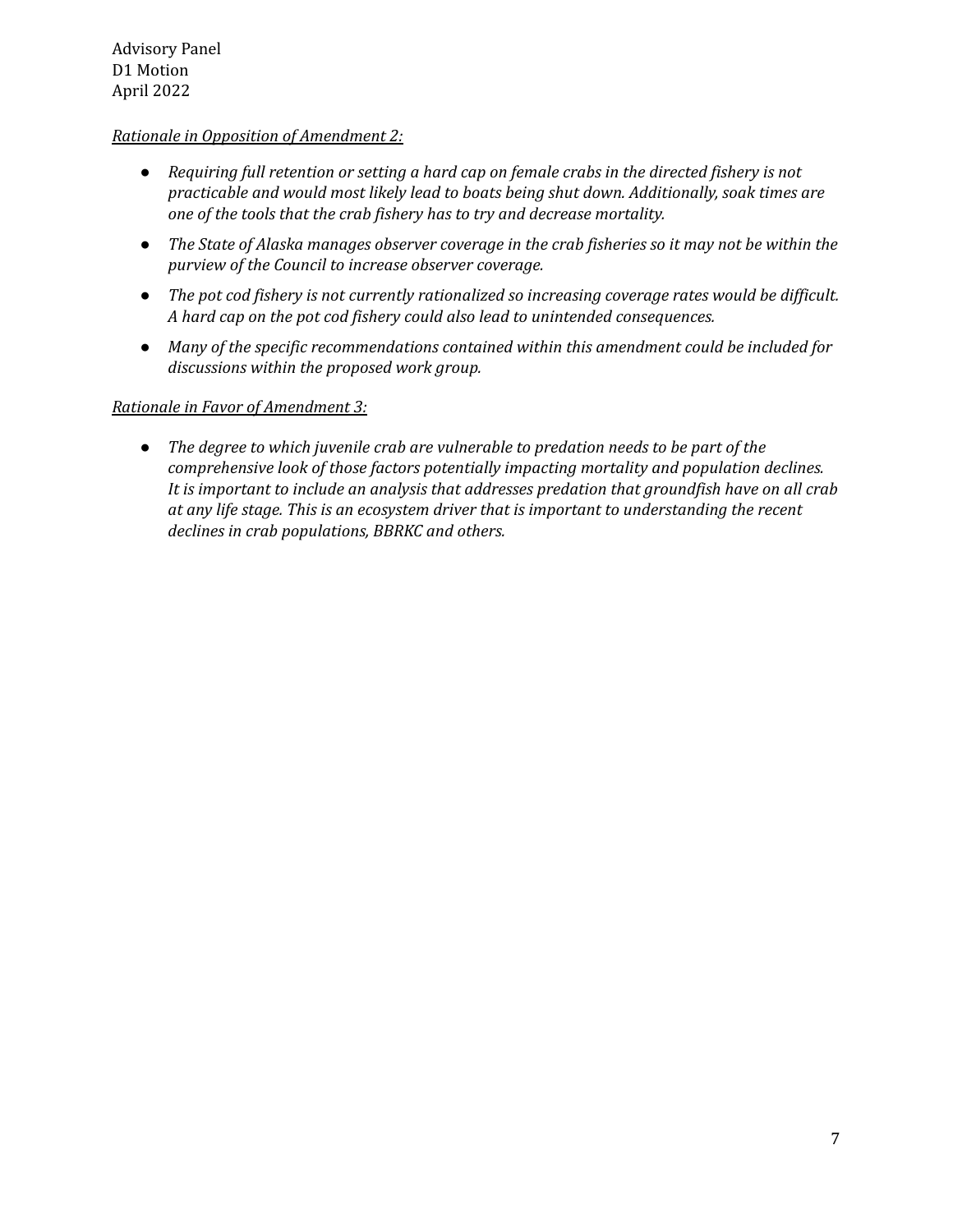*Rationale in Opposition of Amendment 2:*

- *Requiring full retention or setting a hard cap on female crabs in the directed fishery is not practicable and would most likely lead to boats being shut down. Additionally, soak times are one of the tools that the crab fishery has to try and decrease mortality.*
- *The State of Alaska manages observer coverage in the crab fisheries so it may not be within the purview of the Council to increase observer coverage.*
- *The pot cod fishery is not currently rationalized so increasing coverage rates would be difficult. A hard cap on the pot cod fishery could also lead to unintended consequences.*
- *Many of the specific recommendations contained within this amendment could be included for discussions within the proposed work group.*

*Rationale in Favor of Amendment 3:*

- *The degree to which juvenile crab are vulnerable to predation needs to be part of the comprehensive look of those factors potentially impacting mortality and population declines. It is important to include an analysis that addresses predation that groundfish have on all crab at any life stage. This is an ecosystem driver that is important to understanding the recent declines in crab populations, BBRKC and others.*